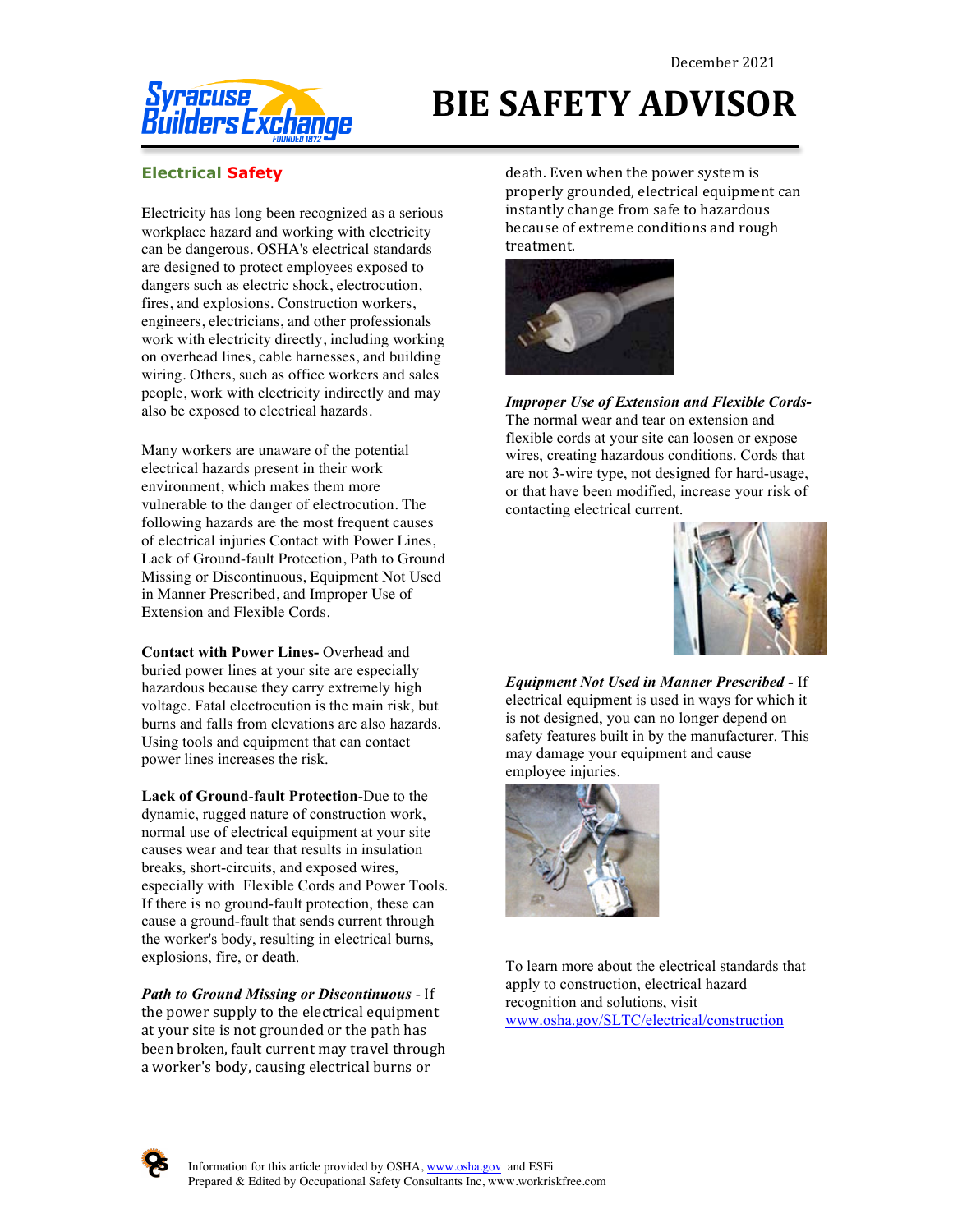December 2021

# BIE SAFETY ADVISOR

## Electrical Safety

Electricity has long been recognized as a serious workplace hazard and working with electricity can be dangerous. OSHA's electrical standards are designed to protect employees exposed to dangers such as electric shock, electrocution, fires, and explosions. Construction workers, engineers, electricians, and other professionals work with electricity directly, including working on overhead lines, cable harnesses, and building wiring. Others, such as office workers and sales people, work with electricity indirectly and may also be exposed to electrical hazards.

Many workers are unaware of the potential electrical hazards present in their work environment, which makes them more vulnerable to the danger of electrocution. The following hazards are the most frequent causes of electrical injuries Contact with Power Lines, Lack of Ground-fault Protection, Path to Ground Missing or Discontinuous, Equipment Not Used in Manner Prescribed, and Improper Use of Extension and Flexible Cords.

**Contact with Power Lines-** Overhead and buried power lines at your site are especially hazardous because they carry extremely high voltage. Fatal electrocution is the main risk, but burns and falls from elevations are also hazards. Using tools and equipment that can contact power lines increases the risk.

**Lack of Ground-fault Protection**-Due to the dynamic, rugged nature of construction work, normal use of electrical equipment at your site causes wear and tear that results in insulation breaks, short-circuits, and exposed wires, especially with Flexible Cords and Power Tools. If there is no ground-fault protection, these can cause a ground-fault that sends current through the worker's body, resulting in electrical burns, explosions, fire, or death.

***Path to Ground Missing or Discontinuous*** - If the power supply to the electrical equipment at your site is not grounded or the path has been broken, fault current may travel through a worker's body, causing electrical burns or death. Even when the power system is properly grounded, electrical equipment can instantly change from safe to hazardous because of extreme conditions and rough treatment.

***Improper Use of Extension and Flexible Cords-*** The normal wear and tear on extension and flexible cords at your site can loosen or expose wires, creating hazardous conditions. Cords that are not 3-wire type, not designed for hard-usage, or that have been modified, increase your risk of contacting electrical current.

***Equipment Not Used in Manner Prescribed -*** If electrical equipment is used in ways for which it is not designed, you can no longer depend on safety features built in by the manufacturer. This may damage your equipment and cause employee injuries.

To learn more about the electrical standards that apply to construction, electrical hazard recognition and solutions, visit [www.osha.gov/SLTC/electrical/construction](www.osha.gov/SLTC/electrical/construction)

Information for this article provided by OSHA, [www.osha.gov](www.osha.gov) and ESFi
Prepared & Edited by Occupational Safety Consultants Inc, www.workriskfree.com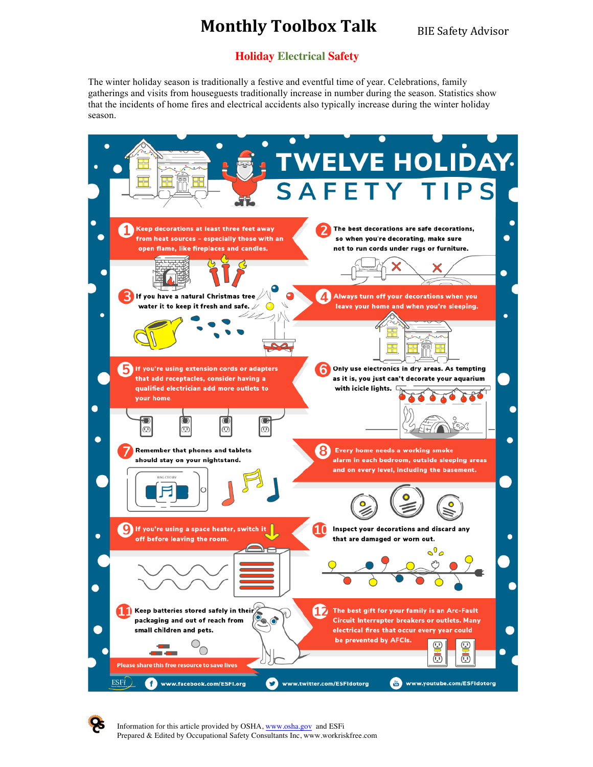# Monthly Toolbox Talk

BIE Safety Advisor

## Holiday Electrical Safety

The winter holiday season is traditionally a festive and eventful time of year. Celebrations, family gatherings and visits from houseguests traditionally increase in number during the season. Statistics show that the incidents of home fires and electrical accidents also typically increase during the winter holiday season.

## TWELVE HOLIDAY SAFETY TIPS

1. Keep decorations at least three feet away from heat sources – especially those with an open flame, like fireplaces and candles.
2. The best decorations are safe decorations, so when you're decorating, make sure not to run cords under rugs or furniture.
3. If you have a natural Christmas tree water it to keep it fresh and safe.
4. Always turn off your decorations when you leave your home and when you're sleeping.
5. If you're using extension cords or adapters that add receptacles, consider having a qualified electrician add more outlets to your home.
6. Only use electronics in dry areas. As tempting as it is, you just can't decorate your aquarium with icicle lights.
7. Remember that phones and tablets should stay on your nightstand.
8. Every home needs a working smoke alarm in each bedroom, outside sleeping areas and on every level, including the basement.
9. If you're using a space heater, switch it off before leaving the room.
10. Inspect your decorations and discard any that are damaged or worn out.
11. Keep batteries stored safely in their packaging and out of reach from small children and pets.
12. The best gift for your family is an Arc-Fault Circuit Interrupter breakers or outlets. Many electrical fires that occur every year could be prevented by AFCIs.

Please share this free resource to save lives

ESFi www.facebook.com/ESFI.org www.twitter.com/ESFIdotorg www.youtube.com/ESFIdotorg

Information for this article provided by OSHA, www.osha.gov and ESFi
Prepared & Edited by Occupational Safety Consultants Inc, www.workriskfree.com